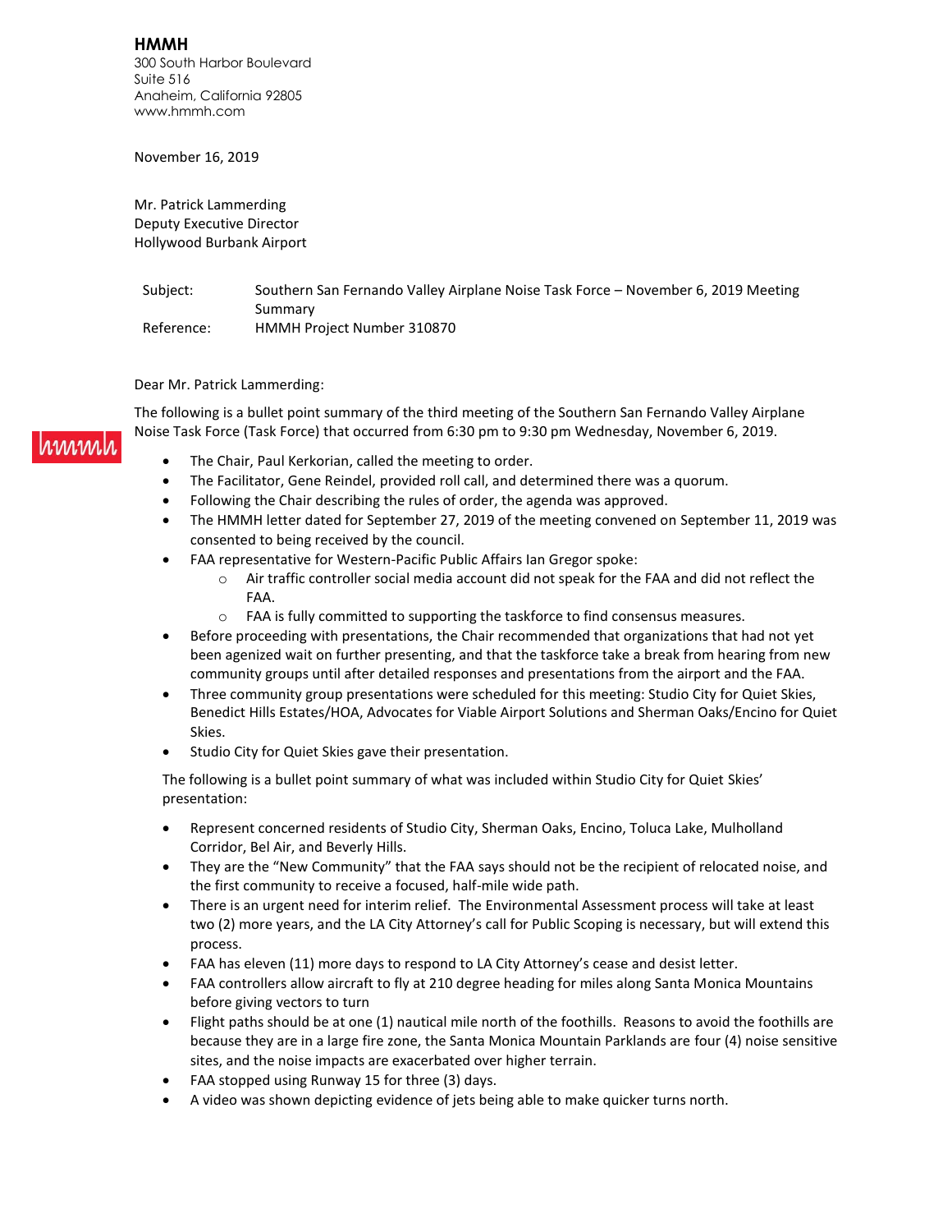**HMMH**
300 South Harbor Boulevard
Suite 516
Anaheim, California 92805
www.hmmh.com

November 16, 2019

Mr. Patrick Lammerding
Deputy Executive Director
Hollywood Burbank Airport

Subject: Southern San Fernando Valley Airplane Noise Task Force – November 6, 2019 Meeting Summary
Reference: HMMH Project Number 310870

Dear Mr. Patrick Lammerding:

The following is a bullet point summary of the third meeting of the Southern San Fernando Valley Airplane Noise Task Force (Task Force) that occurred from 6:30 pm to 9:30 pm Wednesday, November 6, 2019.

- The Chair, Paul Kerkorian, called the meeting to order.
- The Facilitator, Gene Reindel, provided roll call, and determined there was a quorum.
- Following the Chair describing the rules of order, the agenda was approved.
- The HMMH letter dated for September 27, 2019 of the meeting convened on September 11, 2019 was consented to being received by the council.
- FAA representative for Western-Pacific Public Affairs Ian Gregor spoke:
  - Air traffic controller social media account did not speak for the FAA and did not reflect the FAA.
  - FAA is fully committed to supporting the taskforce to find consensus measures.
- Before proceeding with presentations, the Chair recommended that organizations that had not yet been agenized wait on further presenting, and that the taskforce take a break from hearing from new community groups until after detailed responses and presentations from the airport and the FAA.
- Three community group presentations were scheduled for this meeting: Studio City for Quiet Skies, Benedict Hills Estates/HOA, Advocates for Viable Airport Solutions and Sherman Oaks/Encino for Quiet Skies.
- Studio City for Quiet Skies gave their presentation.

The following is a bullet point summary of what was included within Studio City for Quiet Skies' presentation:

- Represent concerned residents of Studio City, Sherman Oaks, Encino, Toluca Lake, Mulholland Corridor, Bel Air, and Beverly Hills.
- They are the "New Community" that the FAA says should not be the recipient of relocated noise, and the first community to receive a focused, half-mile wide path.
- There is an urgent need for interim relief. The Environmental Assessment process will take at least two (2) more years, and the LA City Attorney's call for Public Scoping is necessary, but will extend this process.
- FAA has eleven (11) more days to respond to LA City Attorney's cease and desist letter.
- FAA controllers allow aircraft to fly at 210 degree heading for miles along Santa Monica Mountains before giving vectors to turn
- Flight paths should be at one (1) nautical mile north of the foothills. Reasons to avoid the foothills are because they are in a large fire zone, the Santa Monica Mountain Parklands are four (4) noise sensitive sites, and the noise impacts are exacerbated over higher terrain.
- FAA stopped using Runway 15 for three (3) days.
- A video was shown depicting evidence of jets being able to make quicker turns north.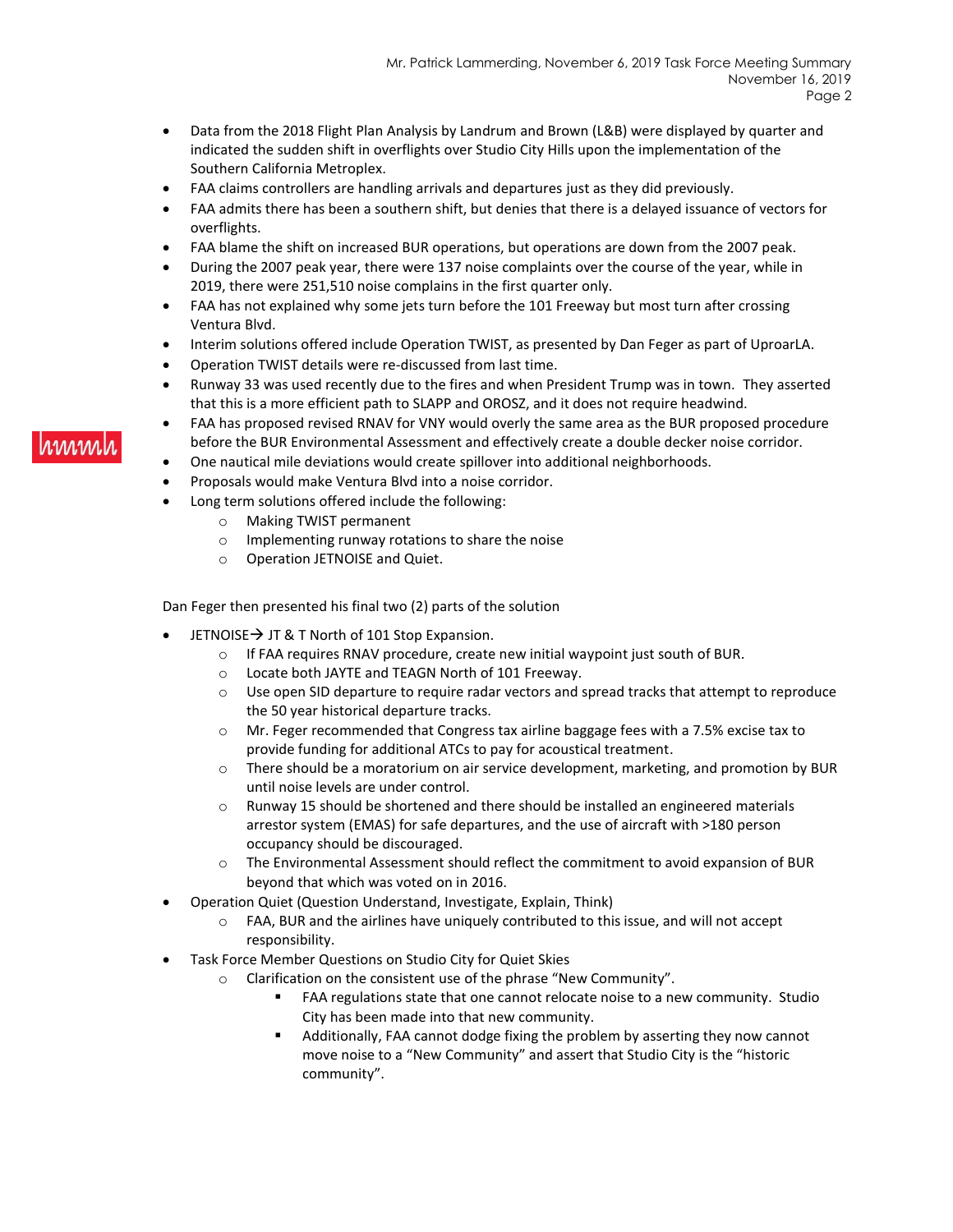- Data from the 2018 Flight Plan Analysis by Landrum and Brown (L&B) were displayed by quarter and indicated the sudden shift in overflights over Studio City Hills upon the implementation of the Southern California Metroplex.
- FAA claims controllers are handling arrivals and departures just as they did previously.
- FAA admits there has been a southern shift, but denies that there is a delayed issuance of vectors for overflights.
- FAA blame the shift on increased BUR operations, but operations are down from the 2007 peak.
- During the 2007 peak year, there were 137 noise complaints over the course of the year, while in 2019, there were 251,510 noise complains in the first quarter only.
- FAA has not explained why some jets turn before the 101 Freeway but most turn after crossing Ventura Blvd.
- Interim solutions offered include Operation TWIST, as presented by Dan Feger as part of UproarLA.
- Operation TWIST details were re-discussed from last time.
- Runway 33 was used recently due to the fires and when President Trump was in town. They asserted that this is a more efficient path to SLAPP and OROSZ, and it does not require headwind.
- FAA has proposed revised RNAV for VNY would overly the same area as the BUR proposed procedure before the BUR Environmental Assessment and effectively create a double decker noise corridor.
- One nautical mile deviations would create spillover into additional neighborhoods.
- Proposals would make Ventura Blvd into a noise corridor.
- Long term solutions offered include the following:
  - Making TWIST permanent
  - Implementing runway rotations to share the noise
  - Operation JETNOISE and Quiet.

Dan Feger then presented his final two (2) parts of the solution

- JETNOISE→ JT & T North of 101 Stop Expansion.
  - If FAA requires RNAV procedure, create new initial waypoint just south of BUR.
  - Locate both JAYTE and TEAGN North of 101 Freeway.
  - Use open SID departure to require radar vectors and spread tracks that attempt to reproduce the 50 year historical departure tracks.
  - Mr. Feger recommended that Congress tax airline baggage fees with a 7.5% excise tax to provide funding for additional ATCs to pay for acoustical treatment.
  - There should be a moratorium on air service development, marketing, and promotion by BUR until noise levels are under control.
  - Runway 15 should be shortened and there should be installed an engineered materials arrestor system (EMAS) for safe departures, and the use of aircraft with >180 person occupancy should be discouraged.
  - The Environmental Assessment should reflect the commitment to avoid expansion of BUR beyond that which was voted on in 2016.
- Operation Quiet (Question Understand, Investigate, Explain, Think)
  - FAA, BUR and the airlines have uniquely contributed to this issue, and will not accept responsibility.
- Task Force Member Questions on Studio City for Quiet Skies
  - Clarification on the consistent use of the phrase "New Community".
    - FAA regulations state that one cannot relocate noise to a new community. Studio City has been made into that new community.
    - Additionally, FAA cannot dodge fixing the problem by asserting they now cannot move noise to a "New Community" and assert that Studio City is the "historic community".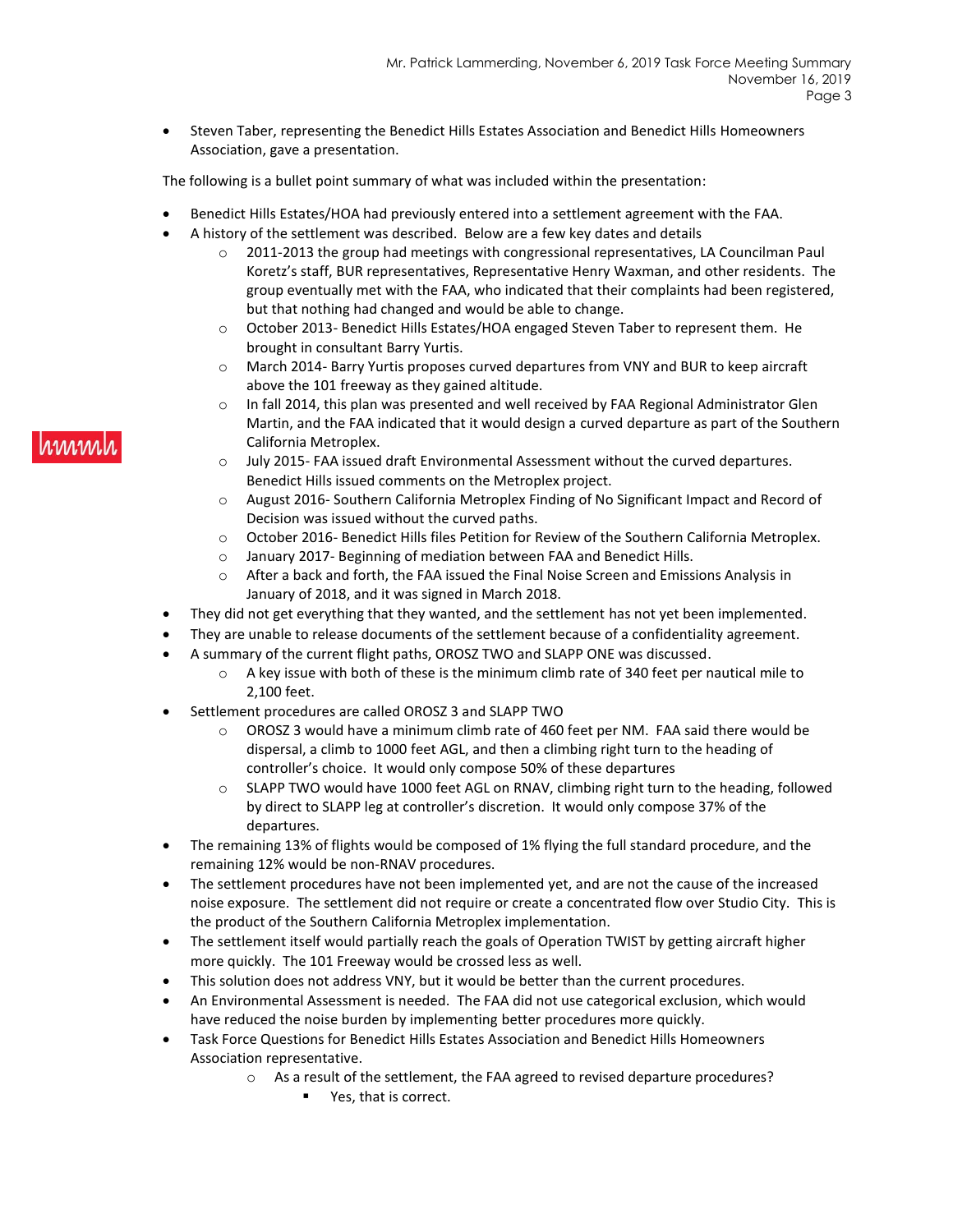- Steven Taber, representing the Benedict Hills Estates Association and Benedict Hills Homeowners Association, gave a presentation.

The following is a bullet point summary of what was included within the presentation:

- Benedict Hills Estates/HOA had previously entered into a settlement agreement with the FAA.
- A history of the settlement was described. Below are a few key dates and details
  - 2011-2013 the group had meetings with congressional representatives, LA Councilman Paul Koretz's staff, BUR representatives, Representative Henry Waxman, and other residents. The group eventually met with the FAA, who indicated that their complaints had been registered, but that nothing had changed and would be able to change.
  - October 2013- Benedict Hills Estates/HOA engaged Steven Taber to represent them. He brought in consultant Barry Yurtis.
  - March 2014- Barry Yurtis proposes curved departures from VNY and BUR to keep aircraft above the 101 freeway as they gained altitude.
  - In fall 2014, this plan was presented and well received by FAA Regional Administrator Glen Martin, and the FAA indicated that it would design a curved departure as part of the Southern California Metroplex.
  - July 2015- FAA issued draft Environmental Assessment without the curved departures. Benedict Hills issued comments on the Metroplex project.
  - August 2016- Southern California Metroplex Finding of No Significant Impact and Record of Decision was issued without the curved paths.
  - October 2016- Benedict Hills files Petition for Review of the Southern California Metroplex.
  - January 2017- Beginning of mediation between FAA and Benedict Hills.
  - After a back and forth, the FAA issued the Final Noise Screen and Emissions Analysis in January of 2018, and it was signed in March 2018.
- They did not get everything that they wanted, and the settlement has not yet been implemented.
- They are unable to release documents of the settlement because of a confidentiality agreement.
- A summary of the current flight paths, OROSZ TWO and SLAPP ONE was discussed.
  - A key issue with both of these is the minimum climb rate of 340 feet per nautical mile to 2,100 feet.
- Settlement procedures are called OROSZ 3 and SLAPP TWO
  - OROSZ 3 would have a minimum climb rate of 460 feet per NM. FAA said there would be dispersal, a climb to 1000 feet AGL, and then a climbing right turn to the heading of controller's choice. It would only compose 50% of these departures
  - SLAPP TWO would have 1000 feet AGL on RNAV, climbing right turn to the heading, followed by direct to SLAPP leg at controller's discretion. It would only compose 37% of the departures.
- The remaining 13% of flights would be composed of 1% flying the full standard procedure, and the remaining 12% would be non-RNAV procedures.
- The settlement procedures have not been implemented yet, and are not the cause of the increased noise exposure. The settlement did not require or create a concentrated flow over Studio City. This is the product of the Southern California Metroplex implementation.
- The settlement itself would partially reach the goals of Operation TWIST by getting aircraft higher more quickly. The 101 Freeway would be crossed less as well.
- This solution does not address VNY, but it would be better than the current procedures.
- An Environmental Assessment is needed. The FAA did not use categorical exclusion, which would have reduced the noise burden by implementing better procedures more quickly.
- Task Force Questions for Benedict Hills Estates Association and Benedict Hills Homeowners Association representative.
  - As a result of the settlement, the FAA agreed to revised departure procedures?
    - Yes, that is correct.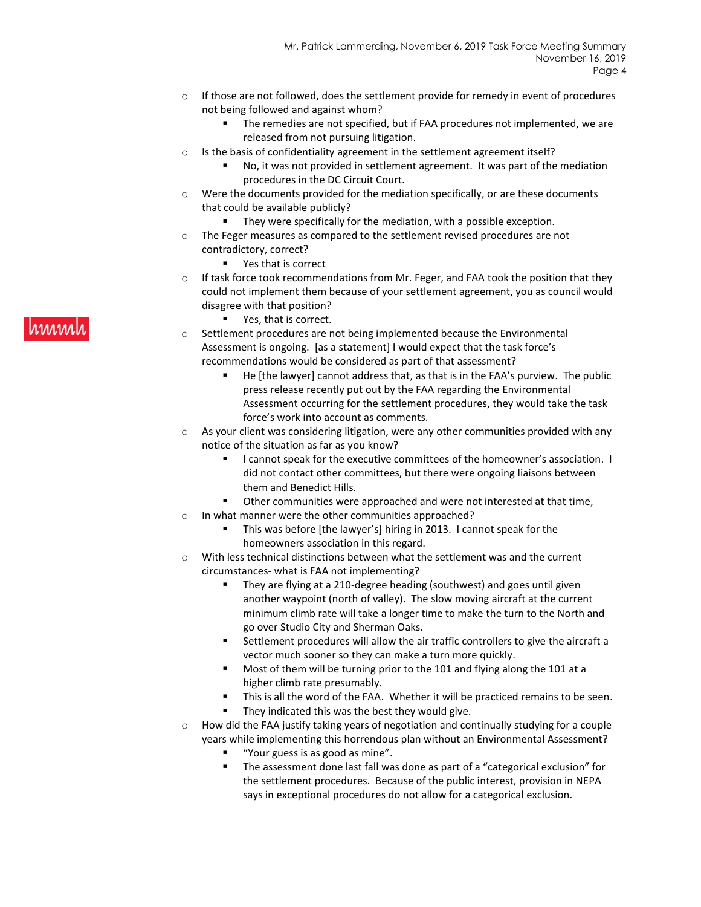- If those are not followed, does the settlement provide for remedy in event of procedures not being followed and against whom?
  - The remedies are not specified, but if FAA procedures not implemented, we are released from not pursuing litigation.
- Is the basis of confidentiality agreement in the settlement agreement itself?
  - No, it was not provided in settlement agreement. It was part of the mediation procedures in the DC Circuit Court.
- Were the documents provided for the mediation specifically, or are these documents that could be available publicly?
  - They were specifically for the mediation, with a possible exception.
- The Feger measures as compared to the settlement revised procedures are not contradictory, correct?
  - Yes that is correct
- If task force took recommendations from Mr. Feger, and FAA took the position that they could not implement them because of your settlement agreement, you as council would disagree with that position?
  - Yes, that is correct.
- Settlement procedures are not being implemented because the Environmental Assessment is ongoing. [as a statement] I would expect that the task force's recommendations would be considered as part of that assessment?
  - He [the lawyer] cannot address that, as that is in the FAA's purview. The public press release recently put out by the FAA regarding the Environmental Assessment occurring for the settlement procedures, they would take the task force's work into account as comments.
- As your client was considering litigation, were any other communities provided with any notice of the situation as far as you know?
  - I cannot speak for the executive committees of the homeowner's association. I did not contact other committees, but there were ongoing liaisons between them and Benedict Hills.
  - Other communities were approached and were not interested at that time,
- In what manner were the other communities approached?
  - This was before [the lawyer's] hiring in 2013. I cannot speak for the homeowners association in this regard.
- With less technical distinctions between what the settlement was and the current circumstances- what is FAA not implementing?
  - They are flying at a 210-degree heading (southwest) and goes until given another waypoint (north of valley). The slow moving aircraft at the current minimum climb rate will take a longer time to make the turn to the North and go over Studio City and Sherman Oaks.
  - Settlement procedures will allow the air traffic controllers to give the aircraft a vector much sooner so they can make a turn more quickly.
  - Most of them will be turning prior to the 101 and flying along the 101 at a higher climb rate presumably.
  - This is all the word of the FAA. Whether it will be practiced remains to be seen.
  - They indicated this was the best they would give.
- How did the FAA justify taking years of negotiation and continually studying for a couple years while implementing this horrendous plan without an Environmental Assessment?
  - "Your guess is as good as mine".
  - The assessment done last fall was done as part of a "categorical exclusion" for the settlement procedures. Because of the public interest, provision in NEPA says in exceptional procedures do not allow for a categorical exclusion.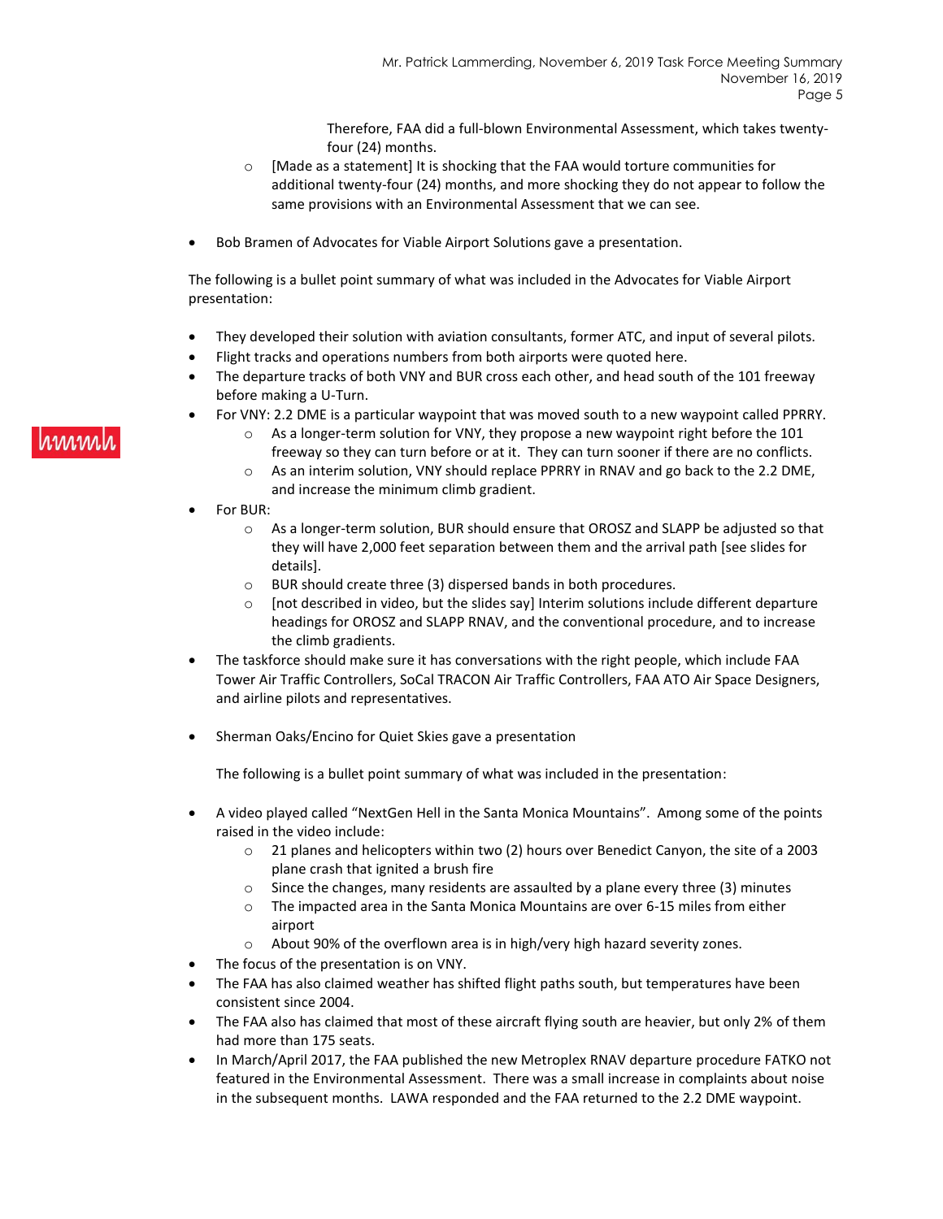Therefore, FAA did a full-blown Environmental Assessment, which takes twenty-four (24) months.

  - [Made as a statement] It is shocking that the FAA would torture communities for additional twenty-four (24) months, and more shocking they do not appear to follow the same provisions with an Environmental Assessment that we can see.

- Bob Bramen of Advocates for Viable Airport Solutions gave a presentation.

The following is a bullet point summary of what was included in the Advocates for Viable Airport presentation:

- They developed their solution with aviation consultants, former ATC, and input of several pilots.
- Flight tracks and operations numbers from both airports were quoted here.
- The departure tracks of both VNY and BUR cross each other, and head south of the 101 freeway before making a U-Turn.
- For VNY: 2.2 DME is a particular waypoint that was moved south to a new waypoint called PPRRY.
  - As a longer-term solution for VNY, they propose a new waypoint right before the 101 freeway so they can turn before or at it. They can turn sooner if there are no conflicts.
  - As an interim solution, VNY should replace PPRRY in RNAV and go back to the 2.2 DME, and increase the minimum climb gradient.
- For BUR:
  - As a longer-term solution, BUR should ensure that OROSZ and SLAPP be adjusted so that they will have 2,000 feet separation between them and the arrival path [see slides for details].
  - BUR should create three (3) dispersed bands in both procedures.
  - [not described in video, but the slides say] Interim solutions include different departure headings for OROSZ and SLAPP RNAV, and the conventional procedure, and to increase the climb gradients.
- The taskforce should make sure it has conversations with the right people, which include FAA Tower Air Traffic Controllers, SoCal TRACON Air Traffic Controllers, FAA ATO Air Space Designers, and airline pilots and representatives.

- Sherman Oaks/Encino for Quiet Skies gave a presentation

  The following is a bullet point summary of what was included in the presentation:

- A video played called "NextGen Hell in the Santa Monica Mountains". Among some of the points raised in the video include:
  - 21 planes and helicopters within two (2) hours over Benedict Canyon, the site of a 2003 plane crash that ignited a brush fire
  - Since the changes, many residents are assaulted by a plane every three (3) minutes
  - The impacted area in the Santa Monica Mountains are over 6-15 miles from either airport
  - About 90% of the overflown area is in high/very high hazard severity zones.
- The focus of the presentation is on VNY.
- The FAA has also claimed weather has shifted flight paths south, but temperatures have been consistent since 2004.
- The FAA also has claimed that most of these aircraft flying south are heavier, but only 2% of them had more than 175 seats.
- In March/April 2017, the FAA published the new Metroplex RNAV departure procedure FATKO not featured in the Environmental Assessment. There was a small increase in complaints about noise in the subsequent months. LAWA responded and the FAA returned to the 2.2 DME waypoint.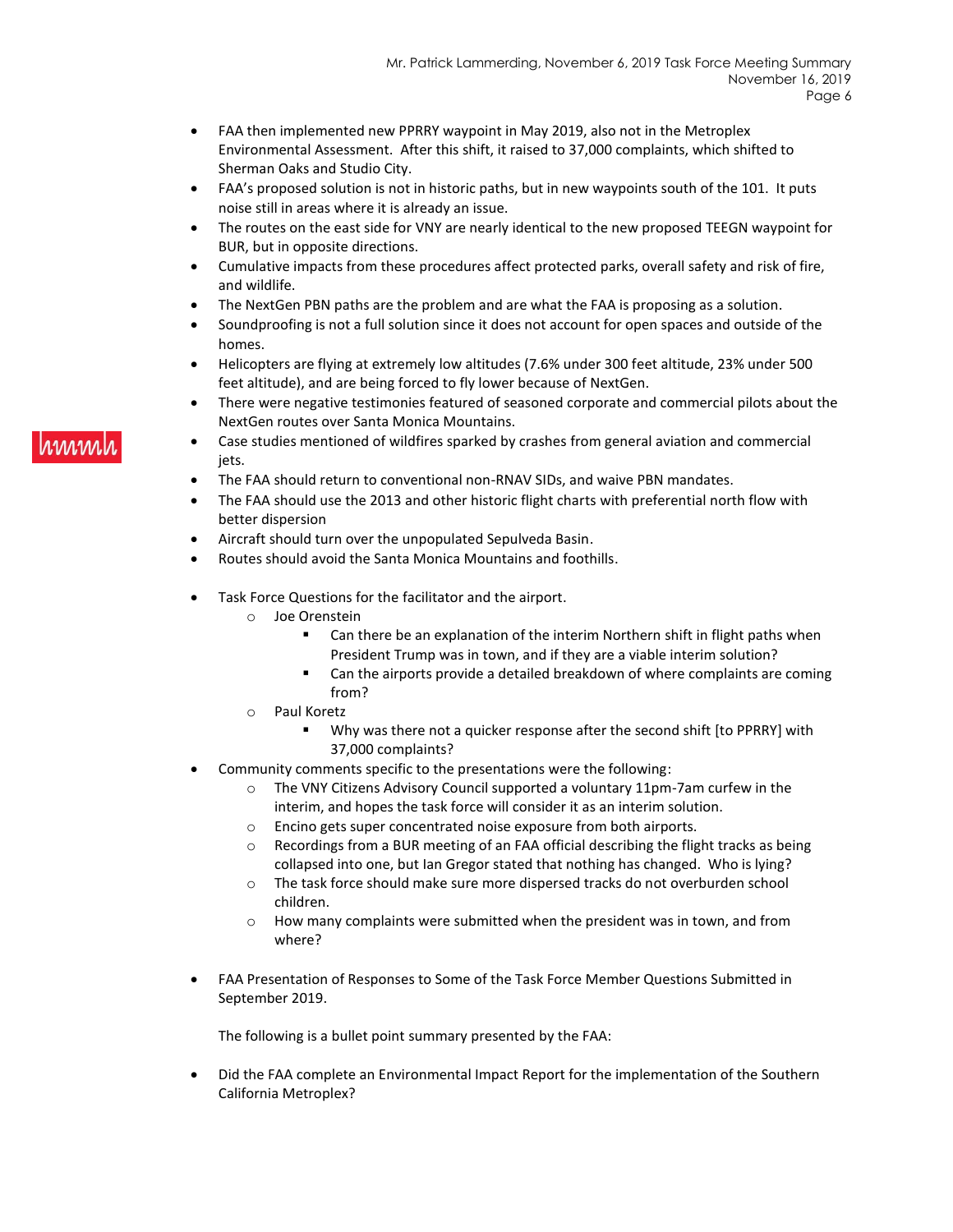- FAA then implemented new PPRRY waypoint in May 2019, also not in the Metroplex Environmental Assessment. After this shift, it raised to 37,000 complaints, which shifted to Sherman Oaks and Studio City.
- FAA's proposed solution is not in historic paths, but in new waypoints south of the 101. It puts noise still in areas where it is already an issue.
- The routes on the east side for VNY are nearly identical to the new proposed TEEGN waypoint for BUR, but in opposite directions.
- Cumulative impacts from these procedures affect protected parks, overall safety and risk of fire, and wildlife.
- The NextGen PBN paths are the problem and are what the FAA is proposing as a solution.
- Soundproofing is not a full solution since it does not account for open spaces and outside of the homes.
- Helicopters are flying at extremely low altitudes (7.6% under 300 feet altitude, 23% under 500 feet altitude), and are being forced to fly lower because of NextGen.
- There were negative testimonies featured of seasoned corporate and commercial pilots about the NextGen routes over Santa Monica Mountains.
- Case studies mentioned of wildfires sparked by crashes from general aviation and commercial jets.
- The FAA should return to conventional non-RNAV SIDs, and waive PBN mandates.
- The FAA should use the 2013 and other historic flight charts with preferential north flow with better dispersion
- Aircraft should turn over the unpopulated Sepulveda Basin.
- Routes should avoid the Santa Monica Mountains and foothills.

- Task Force Questions for the facilitator and the airport.
  - Joe Orenstein
    - Can there be an explanation of the interim Northern shift in flight paths when President Trump was in town, and if they are a viable interim solution?
    - Can the airports provide a detailed breakdown of where complaints are coming from?
  - Paul Koretz
    - Why was there not a quicker response after the second shift [to PPRRY] with 37,000 complaints?
- Community comments specific to the presentations were the following:
  - The VNY Citizens Advisory Council supported a voluntary 11pm-7am curfew in the interim, and hopes the task force will consider it as an interim solution.
  - Encino gets super concentrated noise exposure from both airports.
  - Recordings from a BUR meeting of an FAA official describing the flight tracks as being collapsed into one, but Ian Gregor stated that nothing has changed. Who is lying?
  - The task force should make sure more dispersed tracks do not overburden school children.
  - How many complaints were submitted when the president was in town, and from where?

- FAA Presentation of Responses to Some of the Task Force Member Questions Submitted in September 2019.

  The following is a bullet point summary presented by the FAA:

- Did the FAA complete an Environmental Impact Report for the implementation of the Southern California Metroplex?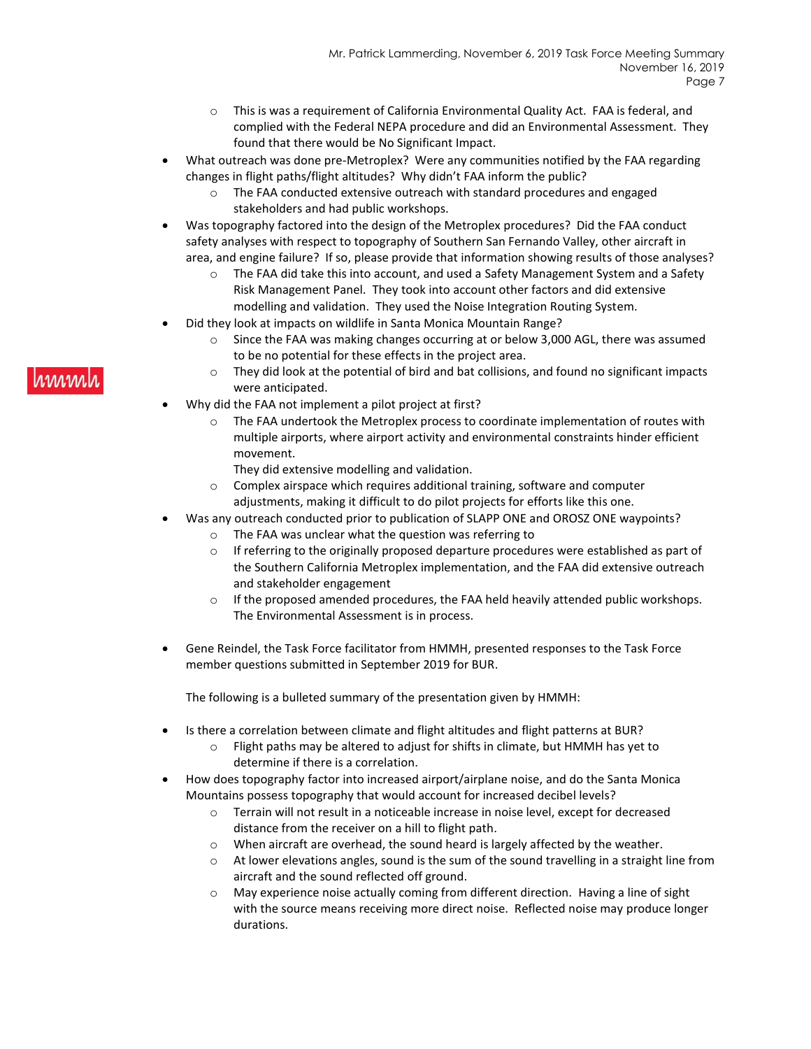- This is was a requirement of California Environmental Quality Act. FAA is federal, and complied with the Federal NEPA procedure and did an Environmental Assessment. They found that there would be No Significant Impact.

- What outreach was done pre-Metroplex? Were any communities notified by the FAA regarding changes in flight paths/flight altitudes? Why didn't FAA inform the public?
  - The FAA conducted extensive outreach with standard procedures and engaged stakeholders and had public workshops.
- Was topography factored into the design of the Metroplex procedures? Did the FAA conduct safety analyses with respect to topography of Southern San Fernando Valley, other aircraft in area, and engine failure? If so, please provide that information showing results of those analyses?
  - The FAA did take this into account, and used a Safety Management System and a Safety Risk Management Panel. They took into account other factors and did extensive modelling and validation. They used the Noise Integration Routing System.
- Did they look at impacts on wildlife in Santa Monica Mountain Range?
  - Since the FAA was making changes occurring at or below 3,000 AGL, there was assumed to be no potential for these effects in the project area.
  - They did look at the potential of bird and bat collisions, and found no significant impacts were anticipated.
- Why did the FAA not implement a pilot project at first?
  - The FAA undertook the Metroplex process to coordinate implementation of routes with multiple airports, where airport activity and environmental constraints hinder efficient movement.

    They did extensive modelling and validation.
  - Complex airspace which requires additional training, software and computer adjustments, making it difficult to do pilot projects for efforts like this one.
- Was any outreach conducted prior to publication of SLAPP ONE and OROSZ ONE waypoints?
  - The FAA was unclear what the question was referring to
  - If referring to the originally proposed departure procedures were established as part of the Southern California Metroplex implementation, and the FAA did extensive outreach and stakeholder engagement
  - If the proposed amended procedures, the FAA held heavily attended public workshops. The Environmental Assessment is in process.

- Gene Reindel, the Task Force facilitator from HMMH, presented responses to the Task Force member questions submitted in September 2019 for BUR.

  The following is a bulleted summary of the presentation given by HMMH:

- Is there a correlation between climate and flight altitudes and flight patterns at BUR?
  - Flight paths may be altered to adjust for shifts in climate, but HMMH has yet to determine if there is a correlation.
- How does topography factor into increased airport/airplane noise, and do the Santa Monica Mountains possess topography that would account for increased decibel levels?
  - Terrain will not result in a noticeable increase in noise level, except for decreased distance from the receiver on a hill to flight path.
  - When aircraft are overhead, the sound heard is largely affected by the weather.
  - At lower elevations angles, sound is the sum of the sound travelling in a straight line from aircraft and the sound reflected off ground.
  - May experience noise actually coming from different direction. Having a line of sight with the source means receiving more direct noise. Reflected noise may produce longer durations.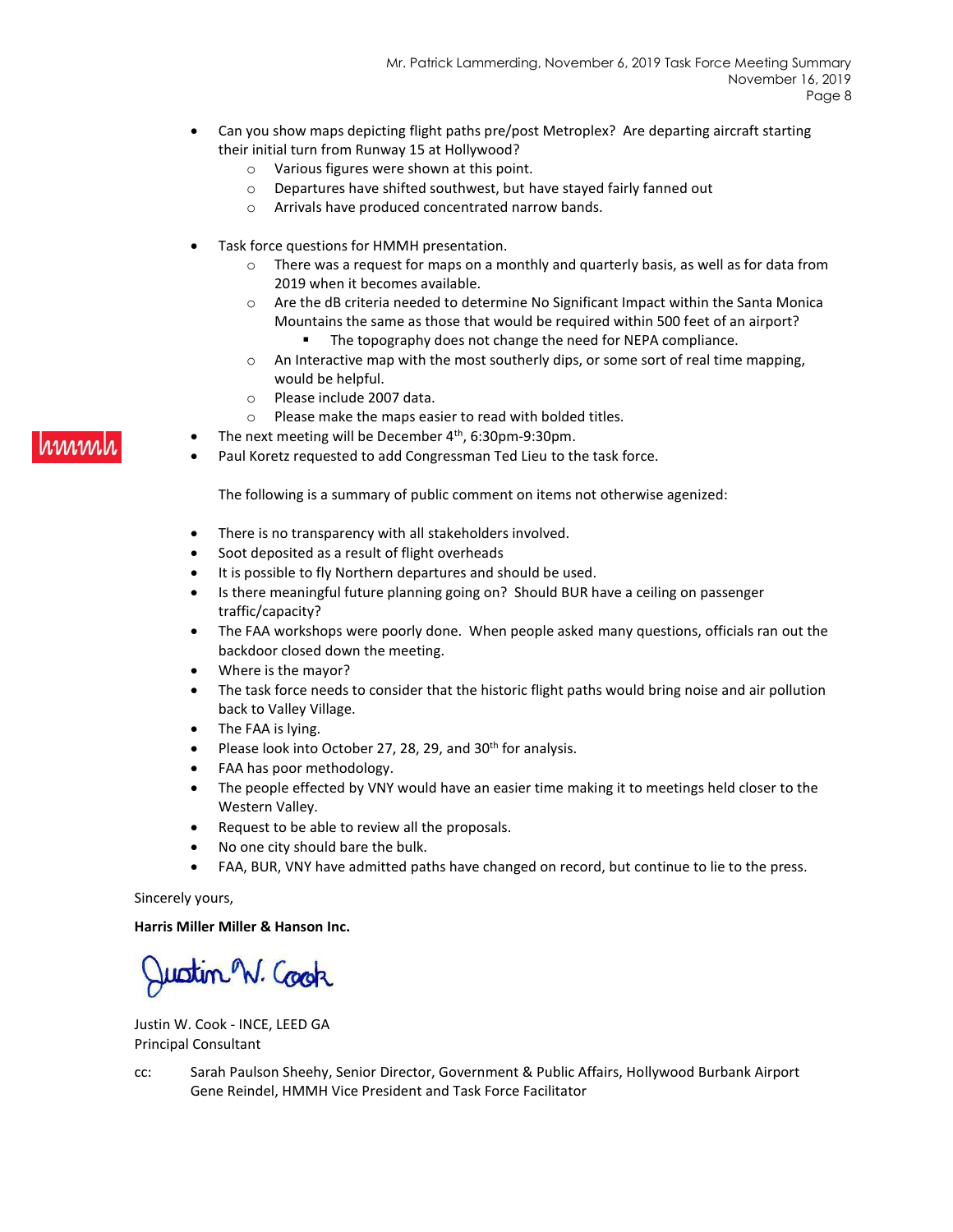- Can you show maps depicting flight paths pre/post Metroplex? Are departing aircraft starting their initial turn from Runway 15 at Hollywood?
    - Various figures were shown at this point.
    - Departures have shifted southwest, but have stayed fairly fanned out
    - Arrivals have produced concentrated narrow bands.

- Task force questions for HMMH presentation.
    - There was a request for maps on a monthly and quarterly basis, as well as for data from 2019 when it becomes available.
    - Are the dB criteria needed to determine No Significant Impact within the Santa Monica Mountains the same as those that would be required within 500 feet of an airport?
        - The topography does not change the need for NEPA compliance.
    - An Interactive map with the most southerly dips, or some sort of real time mapping, would be helpful.
    - Please include 2007 data.
    - Please make the maps easier to read with bolded titles.
- The next meeting will be December 4th, 6:30pm-9:30pm.
- Paul Koretz requested to add Congressman Ted Lieu to the task force.

The following is a summary of public comment on items not otherwise agenized:

- There is no transparency with all stakeholders involved.
- Soot deposited as a result of flight overheads
- It is possible to fly Northern departures and should be used.
- Is there meaningful future planning going on? Should BUR have a ceiling on passenger traffic/capacity?
- The FAA workshops were poorly done. When people asked many questions, officials ran out the backdoor closed down the meeting.
- Where is the mayor?
- The task force needs to consider that the historic flight paths would bring noise and air pollution back to Valley Village.
- The FAA is lying.
- Please look into October 27, 28, 29, and 30th for analysis.
- FAA has poor methodology.
- The people effected by VNY would have an easier time making it to meetings held closer to the Western Valley.
- Request to be able to review all the proposals.
- No one city should bare the bulk.
- FAA, BUR, VNY have admitted paths have changed on record, but continue to lie to the press.

Sincerely yours,

**Harris Miller Miller & Hanson Inc.**

Justin W. Cook

Justin W. Cook - INCE, LEED GA
Principal Consultant

cc: Sarah Paulson Sheehy, Senior Director, Government & Public Affairs, Hollywood Burbank Airport
Gene Reindel, HMMH Vice President and Task Force Facilitator